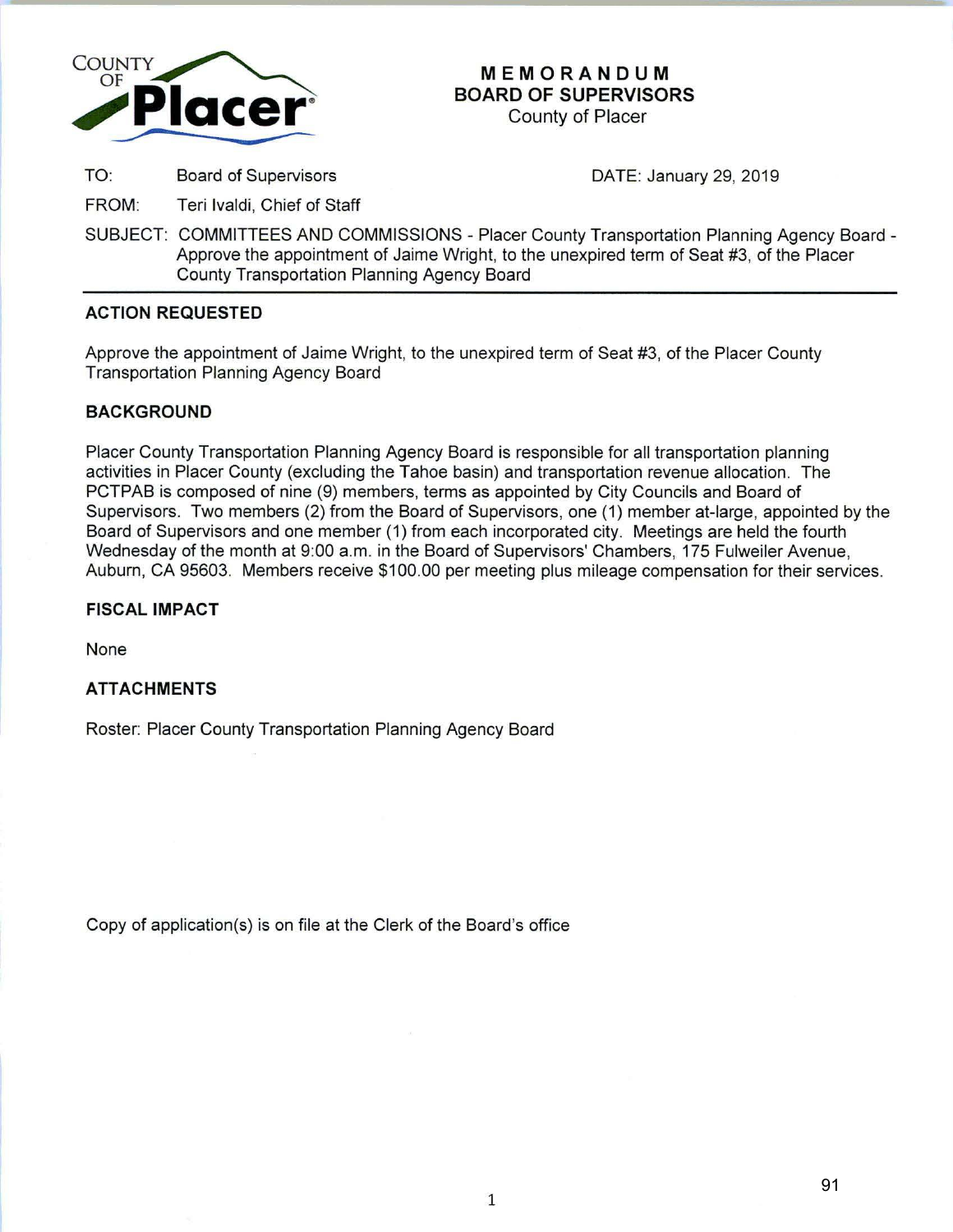COUNTY OF **Placer**

# MEMORANDUM
## BOARD OF SUPERVISORS
County of Placer

TO: Board of Supervisors

DATE: January 29, 2019

FROM: Teri Ivaldi, Chief of Staff

SUBJECT: COMMITTEES AND COMMISSIONS - Placer County Transportation Planning Agency Board - Approve the appointment of Jaime Wright, to the unexpired term of Seat #3, of the Placer County Transportation Planning Agency Board

---

### ACTION REQUESTED

Approve the appointment of Jaime Wright, to the unexpired term of Seat #3, of the Placer County Transportation Planning Agency Board

### BACKGROUND

Placer County Transportation Planning Agency Board is responsible for all transportation planning activities in Placer County (excluding the Tahoe basin) and transportation revenue allocation. The PCTPAB is composed of nine (9) members, terms as appointed by City Councils and Board of Supervisors. Two members (2) from the Board of Supervisors, one (1) member at-large, appointed by the Board of Supervisors and one member (1) from each incorporated city. Meetings are held the fourth Wednesday of the month at 9:00 a.m. in the Board of Supervisors' Chambers, 175 Fulweiler Avenue, Auburn, CA 95603. Members receive $100.00 per meeting plus mileage compensation for their services.

### FISCAL IMPACT

None

### ATTACHMENTS

Roster: Placer County Transportation Planning Agency Board

Copy of application(s) is on file at the Clerk of the Board's office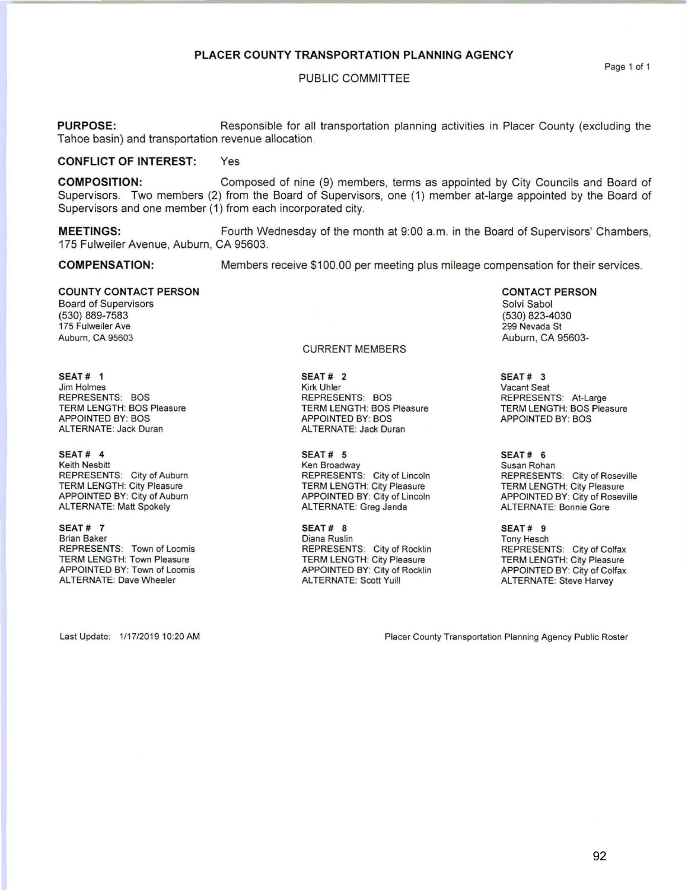# PLACER COUNTY TRANSPORTATION PLANNING AGENCY

## PUBLIC COMMITTEE

**PURPOSE:** Responsible for all transportation planning activities in Placer County (excluding the Tahoe basin) and transportation revenue allocation.

**CONFLICT OF INTEREST:** Yes

**COMPOSITION:** Composed of nine (9) members, terms as appointed by City Councils and Board of Supervisors. Two members (2) from the Board of Supervisors, one (1) member at-large appointed by the Board of Supervisors and one member (1) from each incorporated city.

**MEETINGS:** Fourth Wednesday of the month at 9:00 a.m. in the Board of Supervisors' Chambers, 175 Fulweiler Avenue, Auburn, CA 95603.

**COMPENSATION:** Members receive $100.00 per meeting plus mileage compensation for their services.

**COUNTY CONTACT PERSON**
Board of Supervisors
(530) 889-7583
175 Fulweiler Ave
Auburn, CA 95603

**CONTACT PERSON**
Solvi Sabol
(530) 823-4030
299 Nevada St
Auburn, CA 95603-

### CURRENT MEMBERS

**SEAT # 1**
Jim Holmes
REPRESENTS: BOS
TERM LENGTH: BOS Pleasure
APPOINTED BY: BOS
ALTERNATE: Jack Duran

**SEAT # 2**
Kirk Uhler
REPRESENTS: BOS
TERM LENGTH: BOS Pleasure
APPOINTED BY: BOS
ALTERNATE: Jack Duran

**SEAT # 3**
Vacant Seat
REPRESENTS: At-Large
TERM LENGTH: BOS Pleasure
APPOINTED BY: BOS

**SEAT # 4**
Keith Nesbitt
REPRESENTS: City of Auburn
TERM LENGTH: City Pleasure
APPOINTED BY: City of Auburn
ALTERNATE: Matt Spokely

**SEAT # 5**
Ken Broadway
REPRESENTS: City of Lincoln
TERM LENGTH: City Pleasure
APPOINTED BY: City of Lincoln
ALTERNATE: Greg Janda

**SEAT # 6**
Susan Rohan
REPRESENTS: City of Roseville
TERM LENGTH: City Pleasure
APPOINTED BY: City of Roseville
ALTERNATE: Bonnie Gore

**SEAT # 7**
Brian Baker
REPRESENTS: Town of Loomis
TERM LENGTH: Town Pleasure
APPOINTED BY: Town of Loomis
ALTERNATE: Dave Wheeler

**SEAT # 8**
Diana Ruslin
REPRESENTS: City of Rocklin
TERM LENGTH: City Pleasure
APPOINTED BY: City of Rocklin
ALTERNATE: Scott Yuill

**SEAT # 9**
Tony Hesch
REPRESENTS: City of Colfax
TERM LENGTH: City Pleasure
APPOINTED BY: City of Colfax
ALTERNATE: Steve Harvey

Last Update: 1/17/2019 10:20 AM

Placer County Transportation Planning Agency Public Roster